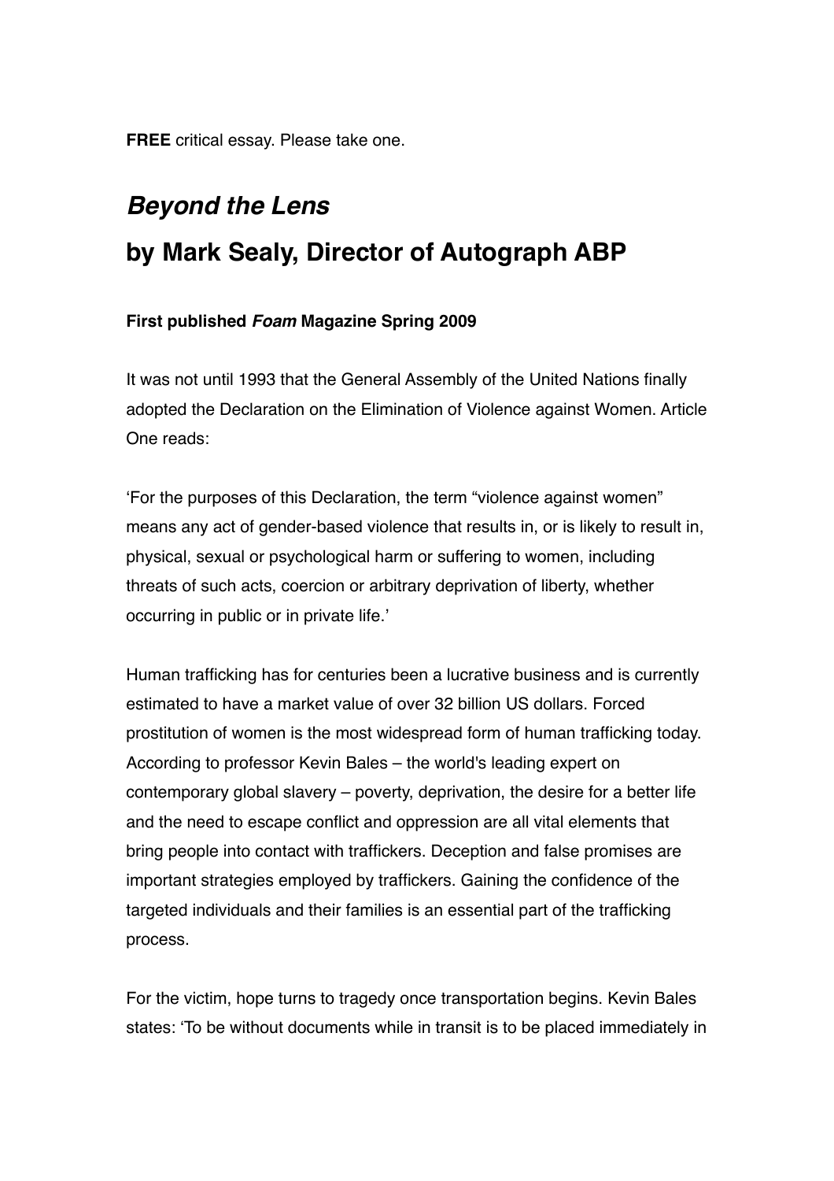**FREE** critical essay. Please take one.

# *Beyond the Lens*

# by Mark Sealy, Director of Autograph ABP

**First published *Foam* Magazine Spring 2009**

It was not until 1993 that the General Assembly of the United Nations finally adopted the Declaration on the Elimination of Violence against Women. Article One reads:

'For the purposes of this Declaration, the term "violence against women" means any act of gender-based violence that results in, or is likely to result in, physical, sexual or psychological harm or suffering to women, including threats of such acts, coercion or arbitrary deprivation of liberty, whether occurring in public or in private life.'

Human trafficking has for centuries been a lucrative business and is currently estimated to have a market value of over 32 billion US dollars. Forced prostitution of women is the most widespread form of human trafficking today. According to professor Kevin Bales – the world's leading expert on contemporary global slavery – poverty, deprivation, the desire for a better life and the need to escape conflict and oppression are all vital elements that bring people into contact with traffickers. Deception and false promises are important strategies employed by traffickers. Gaining the confidence of the targeted individuals and their families is an essential part of the trafficking process.

For the victim, hope turns to tragedy once transportation begins. Kevin Bales states: 'To be without documents while in transit is to be placed immediately in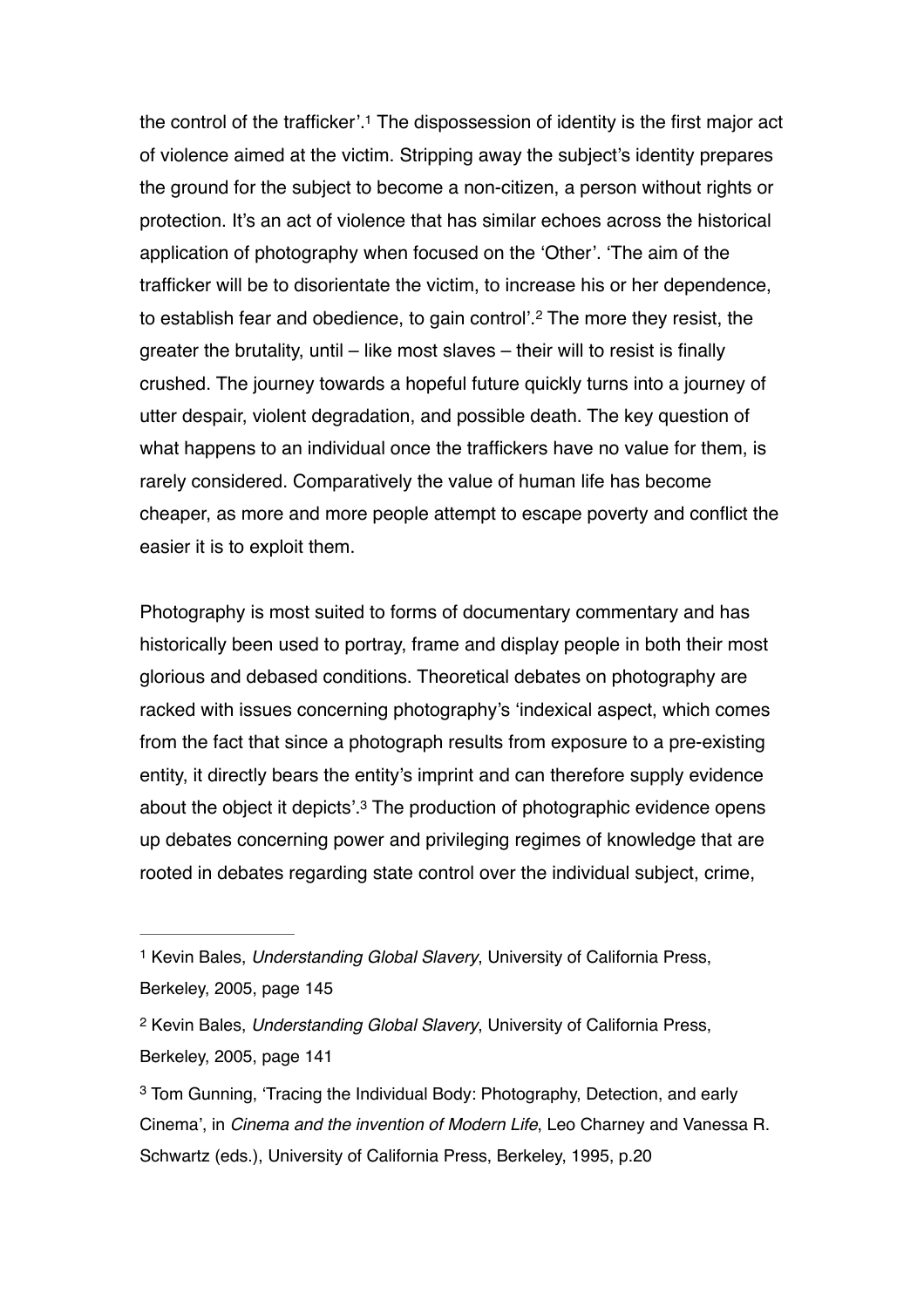the control of the trafficker'.[1] The dispossession of identity is the first major act of violence aimed at the victim. Stripping away the subject's identity prepares the ground for the subject to become a non-citizen, a person without rights or protection. It's an act of violence that has similar echoes across the historical application of photography when focused on the 'Other'. 'The aim of the trafficker will be to disorientate the victim, to increase his or her dependence, to establish fear and obedience, to gain control'.[2] The more they resist, the greater the brutality, until – like most slaves – their will to resist is finally crushed. The journey towards a hopeful future quickly turns into a journey of utter despair, violent degradation, and possible death. The key question of what happens to an individual once the traffickers have no value for them, is rarely considered. Comparatively the value of human life has become cheaper, as more and more people attempt to escape poverty and conflict the easier it is to exploit them.

Photography is most suited to forms of documentary commentary and has historically been used to portray, frame and display people in both their most glorious and debased conditions. Theoretical debates on photography are racked with issues concerning photography's 'indexical aspect, which comes from the fact that since a photograph results from exposure to a pre-existing entity, it directly bears the entity's imprint and can therefore supply evidence about the object it depicts'.[3] The production of photographic evidence opens up debates concerning power and privileging regimes of knowledge that are rooted in debates regarding state control over the individual subject, crime,

---

[1] Kevin Bales, *Understanding Global Slavery*, University of California Press, Berkeley, 2005, page 145

[2] Kevin Bales, *Understanding Global Slavery*, University of California Press, Berkeley, 2005, page 141

[3] Tom Gunning, 'Tracing the Individual Body: Photography, Detection, and early Cinema', in *Cinema and the invention of Modern Life*, Leo Charney and Vanessa R. Schwartz (eds.), University of California Press, Berkeley, 1995, p.20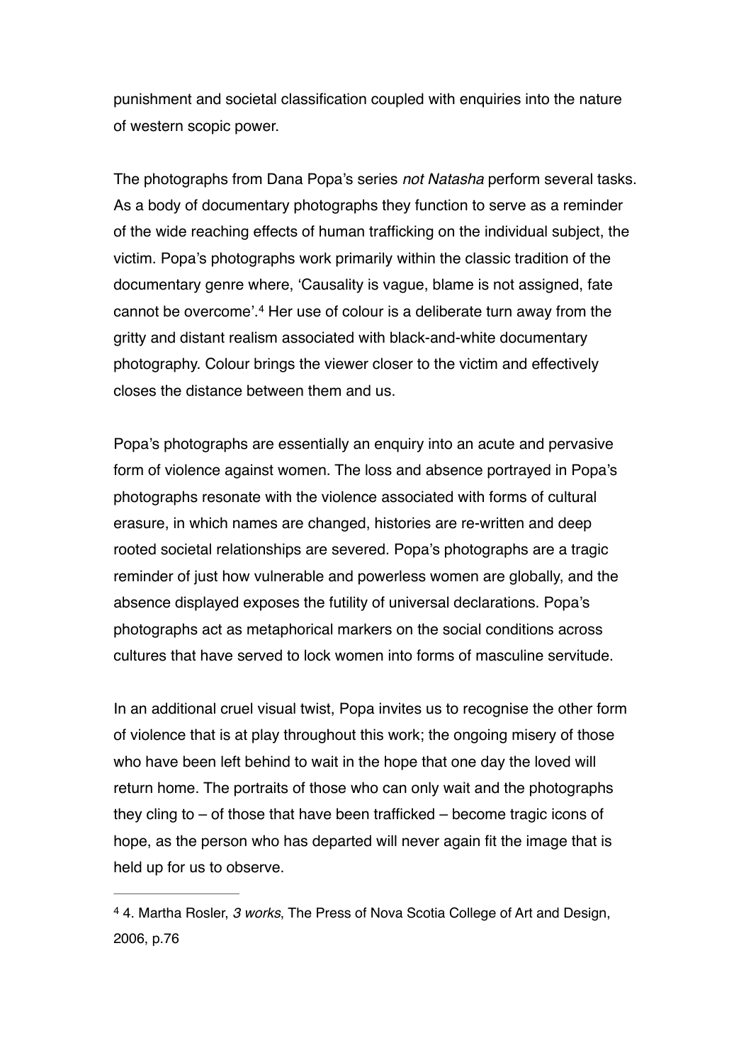punishment and societal classification coupled with enquiries into the nature of western scopic power.

The photographs from Dana Popa's series *not Natasha* perform several tasks. As a body of documentary photographs they function to serve as a reminder of the wide reaching effects of human trafficking on the individual subject, the victim. Popa's photographs work primarily within the classic tradition of the documentary genre where, 'Causality is vague, blame is not assigned, fate cannot be overcome'.[4] Her use of colour is a deliberate turn away from the gritty and distant realism associated with black-and-white documentary photography. Colour brings the viewer closer to the victim and effectively closes the distance between them and us.

Popa's photographs are essentially an enquiry into an acute and pervasive form of violence against women. The loss and absence portrayed in Popa's photographs resonate with the violence associated with forms of cultural erasure, in which names are changed, histories are re-written and deep rooted societal relationships are severed. Popa's photographs are a tragic reminder of just how vulnerable and powerless women are globally, and the absence displayed exposes the futility of universal declarations. Popa's photographs act as metaphorical markers on the social conditions across cultures that have served to lock women into forms of masculine servitude.

In an additional cruel visual twist, Popa invites us to recognise the other form of violence that is at play throughout this work; the ongoing misery of those who have been left behind to wait in the hope that one day the loved will return home. The portraits of those who can only wait and the photographs they cling to – of those that have been trafficked – become tragic icons of hope, as the person who has departed will never again fit the image that is held up for us to observe.

---

[4] 4. Martha Rosler, *3 works*, The Press of Nova Scotia College of Art and Design, 2006, p.76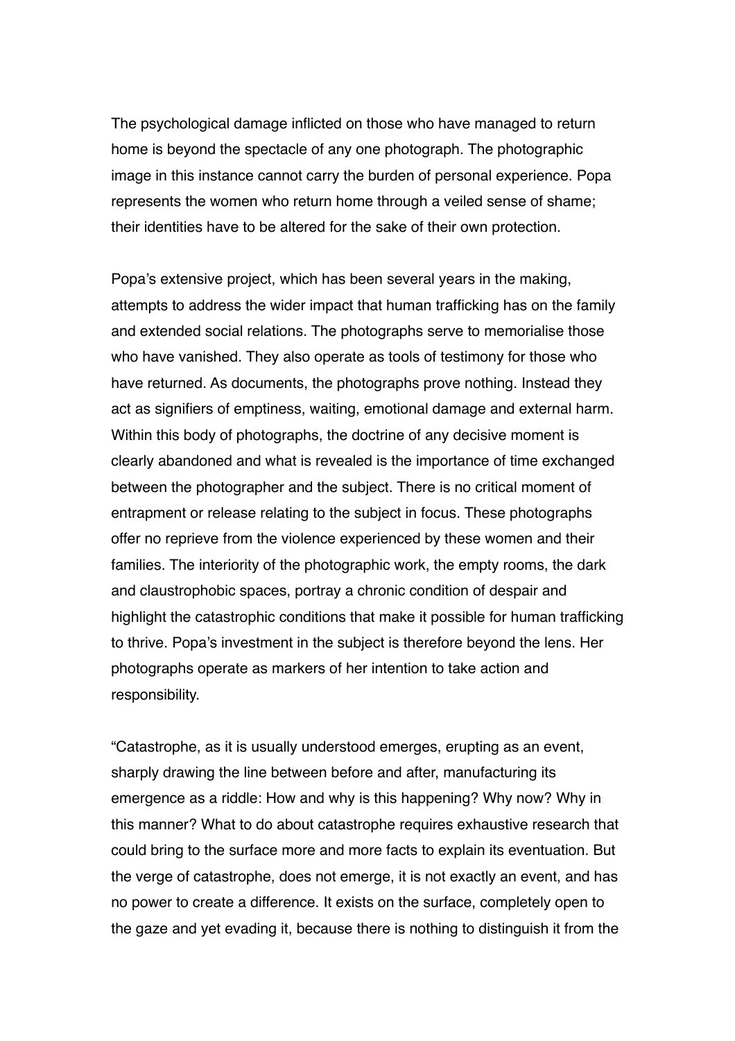The psychological damage inflicted on those who have managed to return home is beyond the spectacle of any one photograph. The photographic image in this instance cannot carry the burden of personal experience. Popa represents the women who return home through a veiled sense of shame; their identities have to be altered for the sake of their own protection.

Popa's extensive project, which has been several years in the making, attempts to address the wider impact that human trafficking has on the family and extended social relations. The photographs serve to memorialise those who have vanished. They also operate as tools of testimony for those who have returned. As documents, the photographs prove nothing. Instead they act as signifiers of emptiness, waiting, emotional damage and external harm. Within this body of photographs, the doctrine of any decisive moment is clearly abandoned and what is revealed is the importance of time exchanged between the photographer and the subject. There is no critical moment of entrapment or release relating to the subject in focus. These photographs offer no reprieve from the violence experienced by these women and their families. The interiority of the photographic work, the empty rooms, the dark and claustrophobic spaces, portray a chronic condition of despair and highlight the catastrophic conditions that make it possible for human trafficking to thrive. Popa's investment in the subject is therefore beyond the lens. Her photographs operate as markers of her intention to take action and responsibility.

"Catastrophe, as it is usually understood emerges, erupting as an event, sharply drawing the line between before and after, manufacturing its emergence as a riddle: How and why is this happening? Why now? Why in this manner? What to do about catastrophe requires exhaustive research that could bring to the surface more and more facts to explain its eventuation. But the verge of catastrophe, does not emerge, it is not exactly an event, and has no power to create a difference. It exists on the surface, completely open to the gaze and yet evading it, because there is nothing to distinguish it from the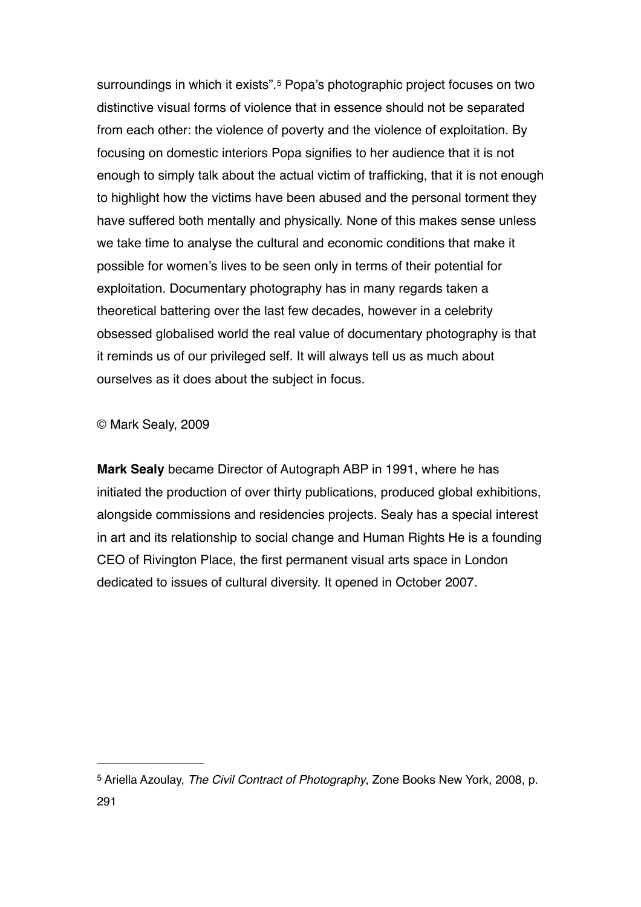surroundings in which it exists".[5] Popa's photographic project focuses on two distinctive visual forms of violence that in essence should not be separated from each other: the violence of poverty and the violence of exploitation. By focusing on domestic interiors Popa signifies to her audience that it is not enough to simply talk about the actual victim of trafficking, that it is not enough to highlight how the victims have been abused and the personal torment they have suffered both mentally and physically. None of this makes sense unless we take time to analyse the cultural and economic conditions that make it possible for women's lives to be seen only in terms of their potential for exploitation. Documentary photography has in many regards taken a theoretical battering over the last few decades, however in a celebrity obsessed globalised world the real value of documentary photography is that it reminds us of our privileged self. It will always tell us as much about ourselves as it does about the subject in focus.

© Mark Sealy, 2009

**Mark Sealy** became Director of Autograph ABP in 1991, where he has initiated the production of over thirty publications, produced global exhibitions, alongside commissions and residencies projects. Sealy has a special interest in art and its relationship to social change and Human Rights He is a founding CEO of Rivington Place, the first permanent visual arts space in London dedicated to issues of cultural diversity. It opened in October 2007.

---

[5] Ariella Azoulay, *The Civil Contract of Photography*, Zone Books New York, 2008, p. 291